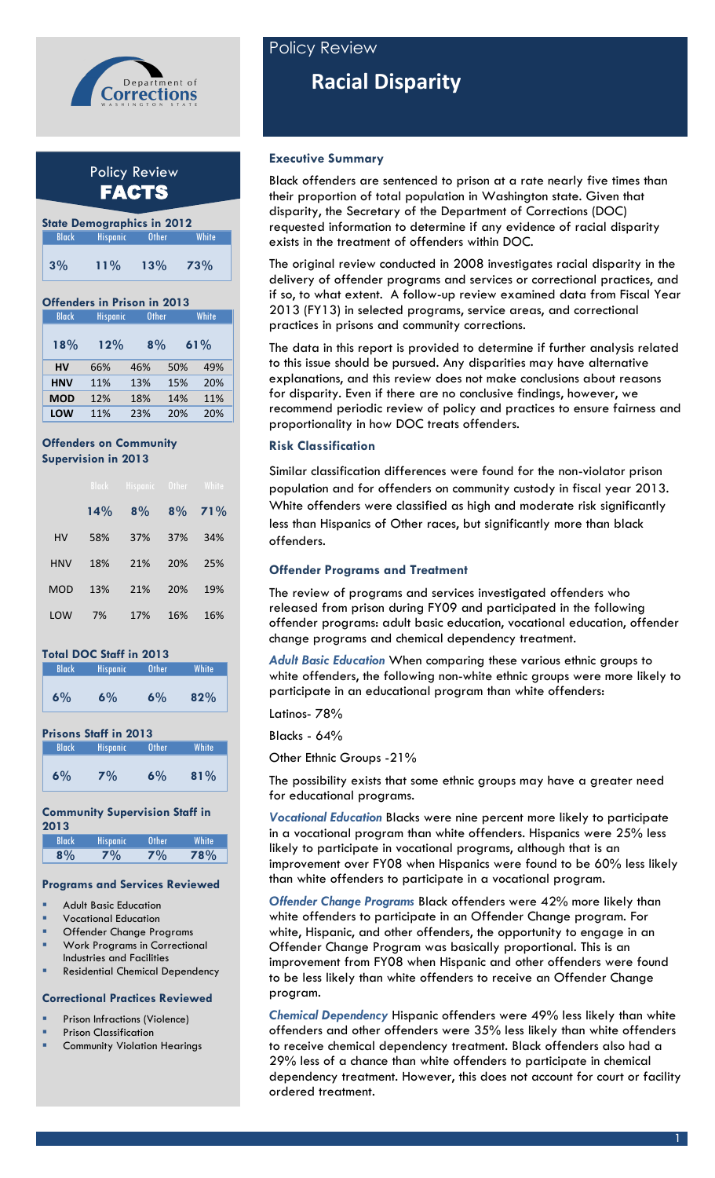Department of Corrections
WASHINGTON STATE

## Policy Review FACTS

**State Demographics in 2012**

| Black | Hispanic | Other | White |
|---|---|---|---|
| 3% | 11% | 13% | 73% |

**Offenders in Prison in 2013**

| | Black | Hispanic | Other | White |
|---|---|---|---|---|
| | 18% | 12% | 8% | 61% |
| **HV** | 66% | 46% | 50% | 49% |
| **HNV** | 11% | 13% | 15% | 20% |
| **MOD** | 12% | 18% | 14% | 11% |
| **LOW** | 11% | 23% | 20% | 20% |

**Offenders on Community Supervision in 2013**

| | Black | Hispanic | Other | White |
|---|---|---|---|---|
| | 14% | 8% | 8% | 71% |
| HV | 58% | 37% | 37% | 34% |
| HNV | 18% | 21% | 20% | 25% |
| MOD | 13% | 21% | 20% | 19% |
| LOW | 7% | 17% | 16% | 16% |

**Total DOC Staff in 2013**

| Black | Hispanic | Other | White |
|---|---|---|---|
| 6% | 6% | 6% | 82% |

**Prisons Staff in 2013**

| Black | Hispanic | Other | White |
|---|---|---|---|
| 6% | 7% | 6% | 81% |

**Community Supervision Staff in 2013**

| Black | Hispanic | Other | White |
|---|---|---|---|
| 8% | 7% | 7% | 78% |

**Programs and Services Reviewed**

- Adult Basic Education
- Vocational Education
- Offender Change Programs
- Work Programs in Correctional Industries and Facilities
- Residential Chemical Dependency

**Correctional Practices Reviewed**

- Prison Infractions (Violence)
- Prison Classification
- Community Violation Hearings

Policy Review

# Racial Disparity

### Executive Summary

Black offenders are sentenced to prison at a rate nearly five times than their proportion of total population in Washington state. Given that disparity, the Secretary of the Department of Corrections (DOC) requested information to determine if any evidence of racial disparity exists in the treatment of offenders within DOC.

The original review conducted in 2008 investigates racial disparity in the delivery of offender programs and services or correctional practices, and if so, to what extent. A follow-up review examined data from Fiscal Year 2013 (FY13) in selected programs, service areas, and correctional practices in prisons and community corrections.

The data in this report is provided to determine if further analysis related to this issue should be pursued. Any disparities may have alternative explanations, and this review does not make conclusions about reasons for disparity. Even if there are no conclusive findings, however, we recommend periodic review of policy and practices to ensure fairness and proportionality in how DOC treats offenders.

### Risk Classification

Similar classification differences were found for the non-violator prison population and for offenders on community custody in fiscal year 2013. White offenders were classified as high and moderate risk significantly less than Hispanics of Other races, but significantly more than black offenders.

### Offender Programs and Treatment

The review of programs and services investigated offenders who released from prison during FY09 and participated in the following offender programs: adult basic education, vocational education, offender change programs and chemical dependency treatment.

***Adult Basic Education*** When comparing these various ethnic groups to white offenders, the following non-white ethnic groups were more likely to participate in an educational program than white offenders:

Latinos- 78%

Blacks - 64%

Other Ethnic Groups -21%

The possibility exists that some ethnic groups may have a greater need for educational programs.

***Vocational Education*** Blacks were nine percent more likely to participate in a vocational program than white offenders. Hispanics were 25% less likely to participate in vocational programs, although that is an improvement over FY08 when Hispanics were found to be 60% less likely than white offenders to participate in a vocational program.

***Offender Change Programs*** Black offenders were 42% more likely than white offenders to participate in an Offender Change program. For white, Hispanic, and other offenders, the opportunity to engage in an Offender Change Program was basically proportional. This is an improvement from FY08 when Hispanic and other offenders were found to be less likely than white offenders to receive an Offender Change program.

***Chemical Dependency*** Hispanic offenders were 49% less likely than white offenders and other offenders were 35% less likely than white offenders to receive chemical dependency treatment. Black offenders also had a 29% less of a chance than white offenders to participate in chemical dependency treatment. However, this does not account for court or facility ordered treatment.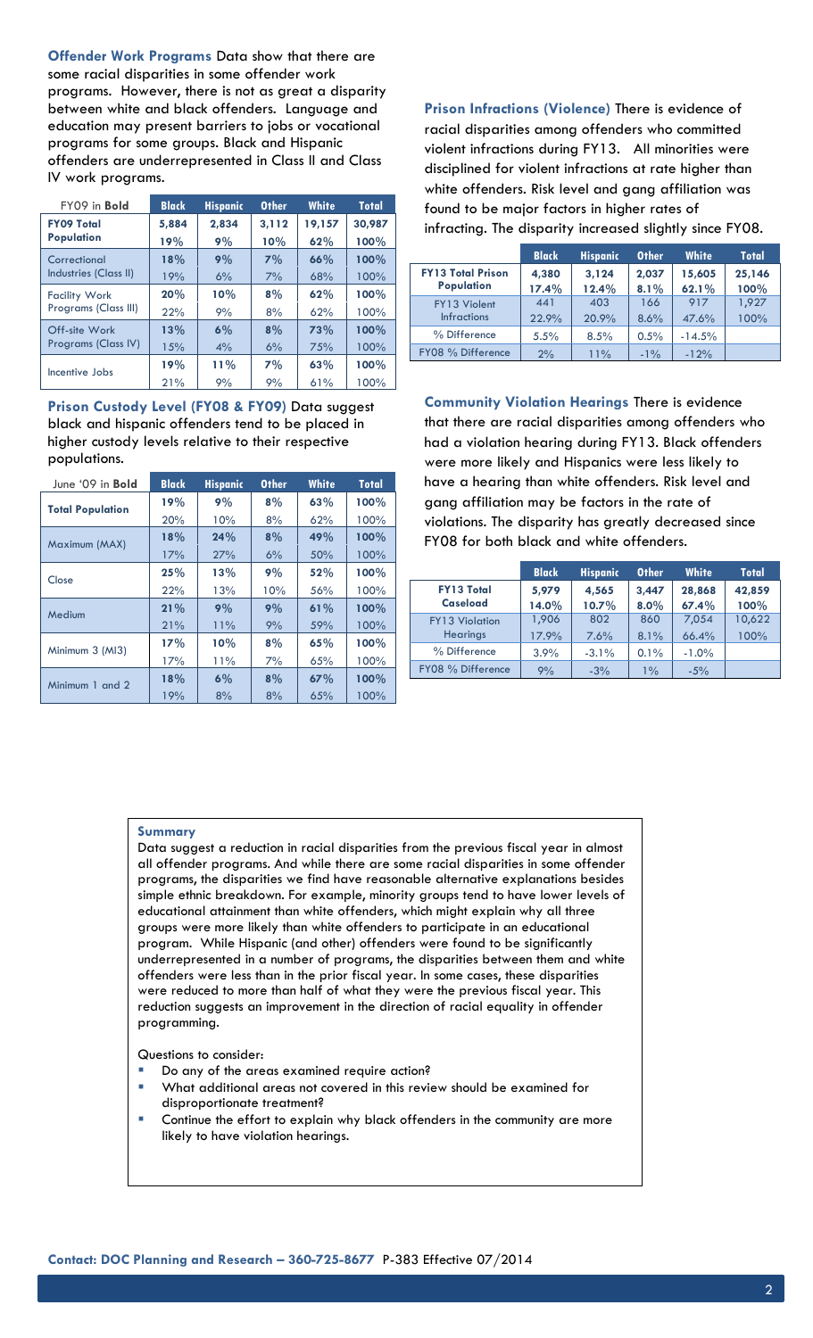**Offender Work Programs** Data show that there are some racial disparities in some offender work programs. However, there is not as great a disparity between white and black offenders. Language and education may present barriers to jobs or vocational programs for some groups. Black and Hispanic offenders are underrepresented in Class II and Class IV work programs.

| FY09 in **Bold** | Black | Hispanic | Other | White | Total |
|---|---|---|---|---|---|
| **FY09 Total Population** | **5,884** | **2,834** | **3,112** | **19,157** | **30,987** |
| | **19%** | **9%** | **10%** | **62%** | **100%** |
| Correctional Industries (Class II) | **18%** | **9%** | **7%** | **66%** | **100%** |
| | 19% | 6% | 7% | 68% | 100% |
| Facility Work Programs (Class III) | **20%** | **10%** | **8%** | **62%** | **100%** |
| | 22% | 9% | 8% | 62% | 100% |
| Off-site Work Programs (Class IV) | **13%** | **6%** | **8%** | **73%** | **100%** |
| | 15% | 4% | 6% | 75% | 100% |
| Incentive Jobs | **19%** | **11%** | **7%** | **63%** | **100%** |
| | 21% | 9% | 9% | 61% | 100% |

**Prison Custody Level (FY08 & FY09)** Data suggest black and hispanic offenders tend to be placed in higher custody levels relative to their respective populations.

| June '09 in **Bold** | Black | Hispanic | Other | White | Total |
|---|---|---|---|---|---|
| **Total Population** | **19%** | **9%** | **8%** | **63%** | **100%** |
| | 20% | 10% | 8% | 62% | 100% |
| Maximum (MAX) | **18%** | **24%** | **8%** | **49%** | **100%** |
| | 17% | 27% | 6% | 50% | 100% |
| Close | **25%** | **13%** | **9%** | **52%** | **100%** |
| | 22% | 13% | 10% | 56% | 100% |
| Medium | **21%** | **9%** | **9%** | **61%** | **100%** |
| | 21% | 11% | 9% | 59% | 100% |
| Minimum 3 (MI3) | **17%** | **10%** | **8%** | **65%** | **100%** |
| | 17% | 11% | 7% | 65% | 100% |
| Minimum 1 and 2 | **18%** | **6%** | **8%** | **67%** | **100%** |
| | 19% | 8% | 8% | 65% | 100% |

**Prison Infractions (Violence)** There is evidence of racial disparities among offenders who committed violent infractions during FY13. All minorities were disciplined for violent infractions at rate higher than white offenders. Risk level and gang affiliation was found to be major factors in higher rates of infracting. The disparity increased slightly since FY08.

| | Black | Hispanic | Other | White | Total |
|---|---|---|---|---|---|
| **FY13 Total Prison Population** | **4,380** | **3,124** | **2,037** | **15,605** | **25,146** |
| | **17.4%** | **12.4%** | **8.1%** | **62.1%** | **100%** |
| FY13 Violent Infractions | 441 | 403 | 166 | 917 | 1,927 |
| | 22.9% | 20.9% | 8.6% | 47.6% | 100% |
| % Difference | 5.5% | 8.5% | 0.5% | -14.5% | |
| FY08 % Difference | 2% | 11% | -1% | -12% | |

**Community Violation Hearings** There is evidence that there are racial disparities among offenders who had a violation hearing during FY13. Black offenders were more likely and Hispanics were less likely to have a hearing than white offenders. Risk level and gang affiliation may be factors in the rate of violations. The disparity has greatly decreased since FY08 for both black and white offenders.

| | Black | Hispanic | Other | White | Total |
|---|---|---|---|---|---|
| **FY13 Total Caseload** | **5,979** | **4,565** | **3,447** | **28,868** | **42,859** |
| | **14.0%** | **10.7%** | **8.0%** | **67.4%** | **100%** |
| FY13 Violation Hearings | 1,906 | 802 | 860 | 7,054 | 10,622 |
| | 17.9% | 7.6% | 8.1% | 66.4% | 100% |
| % Difference | 3.9% | -3.1% | 0.1% | -1.0% | |
| FY08 % Difference | 9% | -3% | 1% | -5% | |

**Summary**

Data suggest a reduction in racial disparities from the previous fiscal year in almost all offender programs. And while there are some racial disparities in some offender programs, the disparities we find have reasonable alternative explanations besides simple ethnic breakdown. For example, minority groups tend to have lower levels of educational attainment than white offenders, which might explain why all three groups were more likely than white offenders to participate in an educational program. While Hispanic (and other) offenders were found to be significantly underrepresented in a number of programs, the disparities between them and white offenders were less than in the prior fiscal year. In some cases, these disparities were reduced to more than half of what they were the previous fiscal year. This reduction suggests an improvement in the direction of racial equality in offender programming.

Questions to consider:

- Do any of the areas examined require action?
- What additional areas not covered in this review should be examined for disproportionate treatment?
- Continue the effort to explain why black offenders in the community are more likely to have violation hearings.

**Contact: DOC Planning and Research – 360-725-8677** P-383 Effective 07/2014